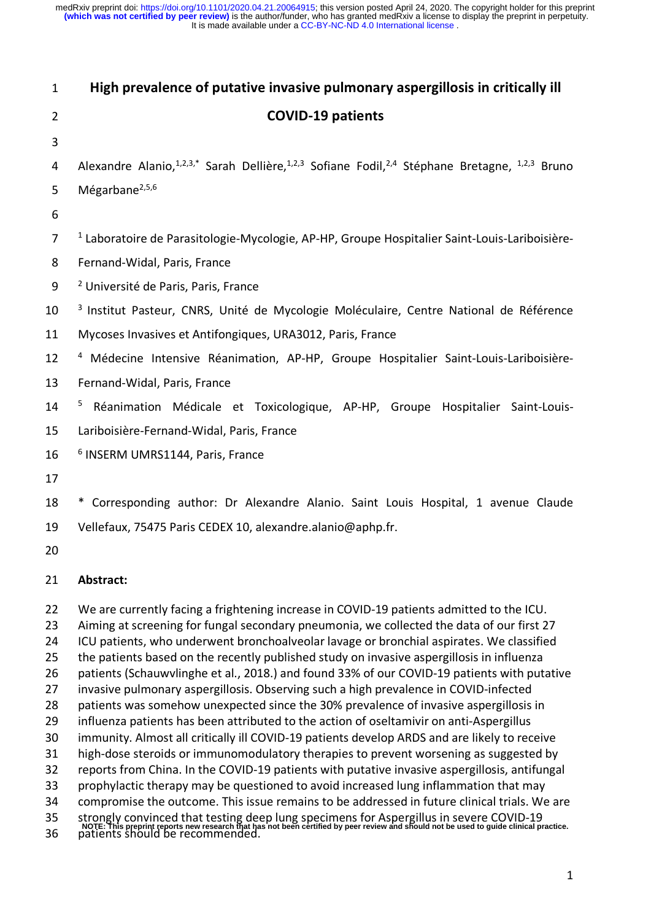# High prevalence of putative invasive pulmonary aspergillosis in critically ill COVID-19 patients

Alexandre Alanio,[1,2,3,*] Sarah Dellière,[1,2,3] Sofiane Fodil,[2,4] Stéphane Bretagne,[1,2,3] Bruno Mégarbane[2,5,6]

[1] Laboratoire de Parasitologie-Mycologie, AP-HP, Groupe Hospitalier Saint-Louis-Lariboisière-Fernand-Widal, Paris, France

[2] Université de Paris, Paris, France

[3] Institut Pasteur, CNRS, Unité de Mycologie Moléculaire, Centre National de Référence Mycoses Invasives et Antifongiques, URA3012, Paris, France

[4] Médecine Intensive Réanimation, AP-HP, Groupe Hospitalier Saint-Louis-Lariboisière-Fernand-Widal, Paris, France

[5] Réanimation Médicale et Toxicologique, AP-HP, Groupe Hospitalier Saint-Louis-Lariboisière-Fernand-Widal, Paris, France

[6] INSERM UMRS1144, Paris, France

* Corresponding author: Dr Alexandre Alanio. Saint Louis Hospital, 1 avenue Claude Vellefaux, 75475 Paris CEDEX 10, alexandre.alanio@aphp.fr.

**Abstract:**

We are currently facing a frightening increase in COVID-19 patients admitted to the ICU. Aiming at screening for fungal secondary pneumonia, we collected the data of our first 27 ICU patients, who underwent bronchoalveolar lavage or bronchial aspirates. We classified the patients based on the recently published study on invasive aspergillosis in influenza patients (Schauwvlinghe et al., 2018.) and found 33% of our COVID-19 patients with putative invasive pulmonary aspergillosis. Observing such a high prevalence in COVID-infected patients was somehow unexpected since the 30% prevalence of invasive aspergillosis in influenza patients has been attributed to the action of oseltamivir on anti-Aspergillus immunity. Almost all critically ill COVID-19 patients develop ARDS and are likely to receive high-dose steroids or immunomodulatory therapies to prevent worsening as suggested by reports from China. In the COVID-19 patients with putative invasive aspergillosis, antifungal prophylactic therapy may be questioned to avoid increased lung inflammation that may compromise the outcome. This issue remains to be addressed in future clinical trials. We are strongly convinced that testing deep lung specimens for Aspergillus in severe COVID-19 patients should be recommended.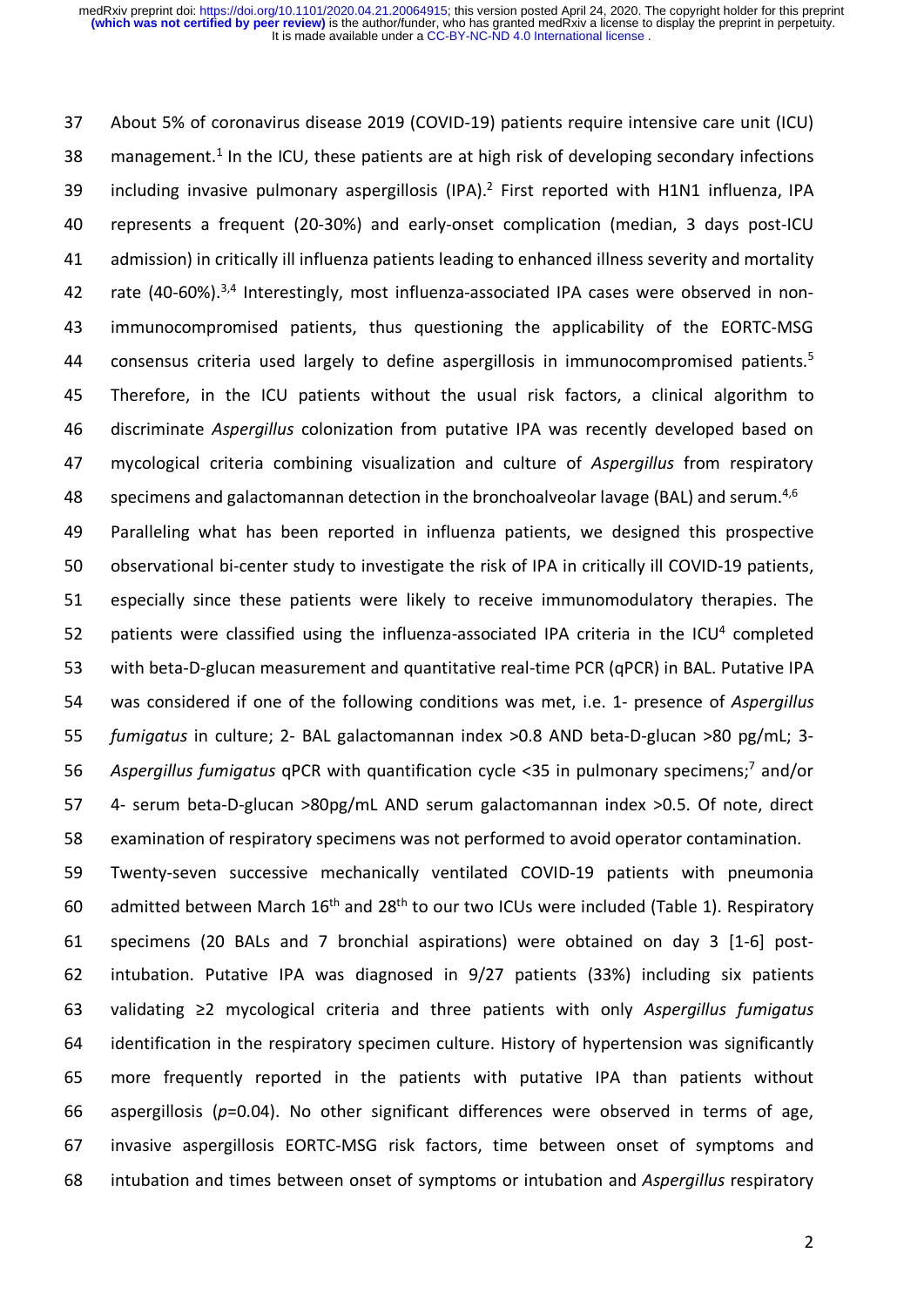About 5% of coronavirus disease 2019 (COVID-19) patients require intensive care unit (ICU) management.[1] In the ICU, these patients are at high risk of developing secondary infections including invasive pulmonary aspergillosis (IPA).[2] First reported with H1N1 influenza, IPA represents a frequent (20-30%) and early-onset complication (median, 3 days post-ICU admission) in critically ill influenza patients leading to enhanced illness severity and mortality rate (40-60%).[3,4] Interestingly, most influenza-associated IPA cases were observed in non-immunocompromised patients, thus questioning the applicability of the EORTC-MSG consensus criteria used largely to define aspergillosis in immunocompromised patients.[5] Therefore, in the ICU patients without the usual risk factors, a clinical algorithm to discriminate *Aspergillus* colonization from putative IPA was recently developed based on mycological criteria combining visualization and culture of *Aspergillus* from respiratory specimens and galactomannan detection in the bronchoalveolar lavage (BAL) and serum.[4,6]

Paralleling what has been reported in influenza patients, we designed this prospective observational bi-center study to investigate the risk of IPA in critically ill COVID-19 patients, especially since these patients were likely to receive immunomodulatory therapies. The patients were classified using the influenza-associated IPA criteria in the ICU[4] completed with beta-D-glucan measurement and quantitative real-time PCR (qPCR) in BAL. Putative IPA was considered if one of the following conditions was met, i.e. 1- presence of *Aspergillus fumigatus* in culture; 2- BAL galactomannan index >0.8 AND beta-D-glucan >80 pg/mL; 3- *Aspergillus fumigatus* qPCR with quantification cycle <35 in pulmonary specimens;[7] and/or 4- serum beta-D-glucan >80pg/mL AND serum galactomannan index >0.5. Of note, direct examination of respiratory specimens was not performed to avoid operator contamination.

Twenty-seven successive mechanically ventilated COVID-19 patients with pneumonia admitted between March 16th and 28th to our two ICUs were included (Table 1). Respiratory specimens (20 BALs and 7 bronchial aspirations) were obtained on day 3 [1-6] post-intubation. Putative IPA was diagnosed in 9/27 patients (33%) including six patients validating ≥2 mycological criteria and three patients with only *Aspergillus fumigatus* identification in the respiratory specimen culture. History of hypertension was significantly more frequently reported in the patients with putative IPA than patients without aspergillosis ($p$=0.04). No other significant differences were observed in terms of age, invasive aspergillosis EORTC-MSG risk factors, time between onset of symptoms and intubation and times between onset of symptoms or intubation and *Aspergillus* respiratory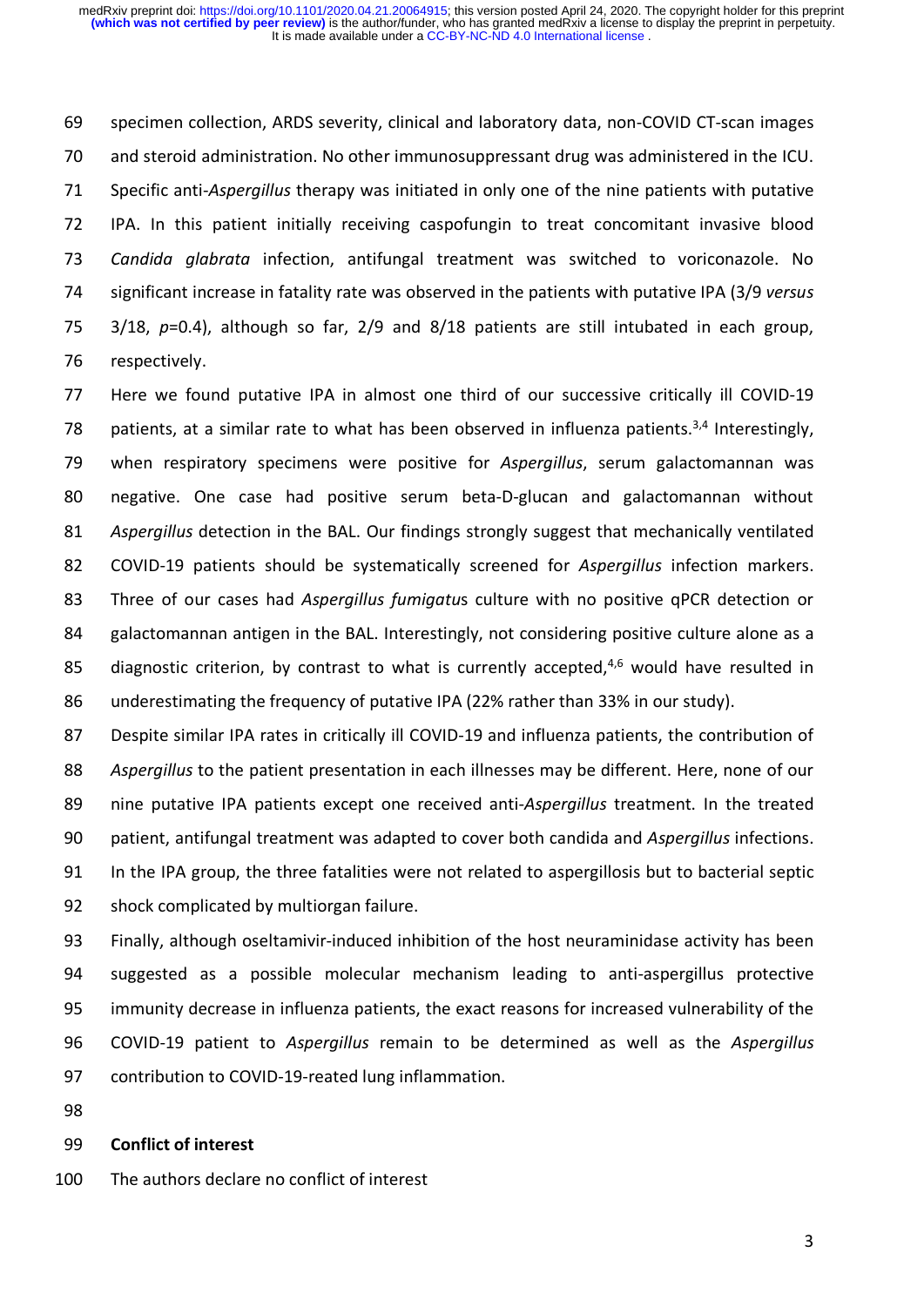specimen collection, ARDS severity, clinical and laboratory data, non-COVID CT-scan images and steroid administration. No other immunosuppressant drug was administered in the ICU. Specific anti-*Aspergillus* therapy was initiated in only one of the nine patients with putative IPA. In this patient initially receiving caspofungin to treat concomitant invasive blood *Candida glabrata* infection, antifungal treatment was switched to voriconazole. No significant increase in fatality rate was observed in the patients with putative IPA (3/9 *versus* 3/18, $p$=0.4), although so far, 2/9 and 8/18 patients are still intubated in each group, respectively.

Here we found putative IPA in almost one third of our successive critically ill COVID-19 patients, at a similar rate to what has been observed in influenza patients.[3,4] Interestingly, when respiratory specimens were positive for *Aspergillus*, serum galactomannan was negative. One case had positive serum beta-D-glucan and galactomannan without *Aspergillus* detection in the BAL. Our findings strongly suggest that mechanically ventilated COVID-19 patients should be systematically screened for *Aspergillus* infection markers. Three of our cases had *Aspergillus fumigatus* culture with no positive qPCR detection or galactomannan antigen in the BAL. Interestingly, not considering positive culture alone as a diagnostic criterion, by contrast to what is currently accepted,[4,6] would have resulted in underestimating the frequency of putative IPA (22% rather than 33% in our study).

Despite similar IPA rates in critically ill COVID-19 and influenza patients, the contribution of *Aspergillus* to the patient presentation in each illnesses may be different. Here, none of our nine putative IPA patients except one received anti-*Aspergillus* treatment. In the treated patient, antifungal treatment was adapted to cover both candida and *Aspergillus* infections. In the IPA group, the three fatalities were not related to aspergillosis but to bacterial septic shock complicated by multiorgan failure.

Finally, although oseltamivir-induced inhibition of the host neuraminidase activity has been suggested as a possible molecular mechanism leading to anti-aspergillus protective immunity decrease in influenza patients, the exact reasons for increased vulnerability of the COVID-19 patient to *Aspergillus* remain to be determined as well as the *Aspergillus* contribution to COVID-19-reated lung inflammation.

**Conflict of interest**

The authors declare no conflict of interest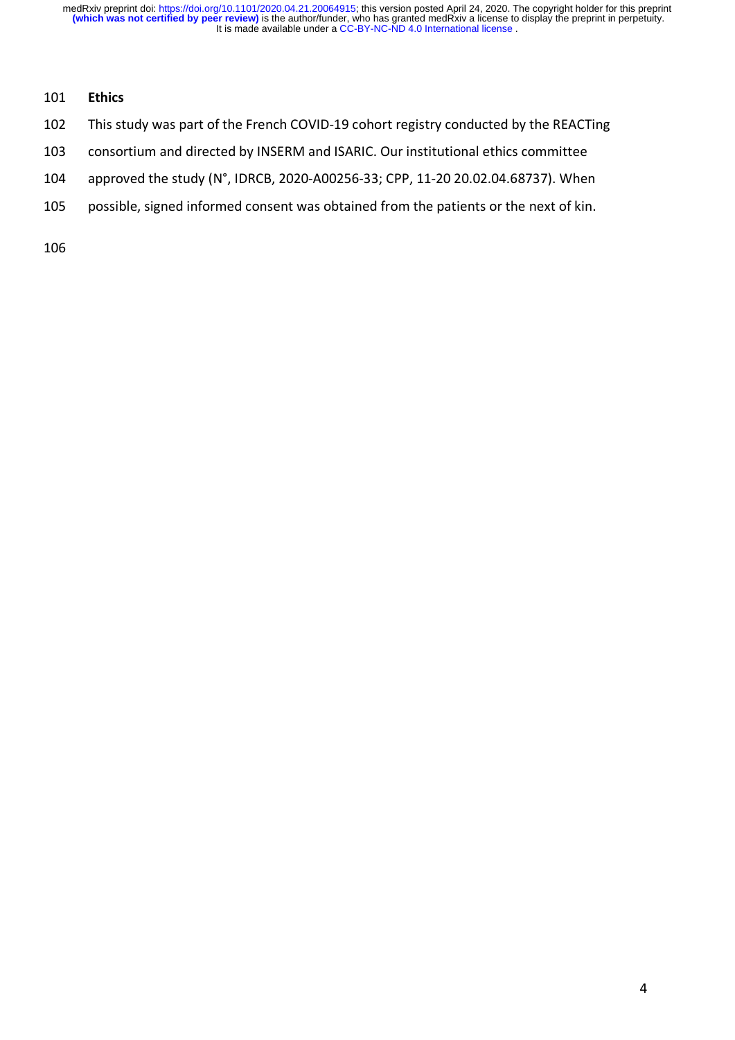## Ethics

This study was part of the French COVID-19 cohort registry conducted by the REACTing consortium and directed by INSERM and ISARIC. Our institutional ethics committee approved the study (N°, IDRCB, 2020-A00256-33; CPP, 11-20 20.02.04.68737). When possible, signed informed consent was obtained from the patients or the next of kin.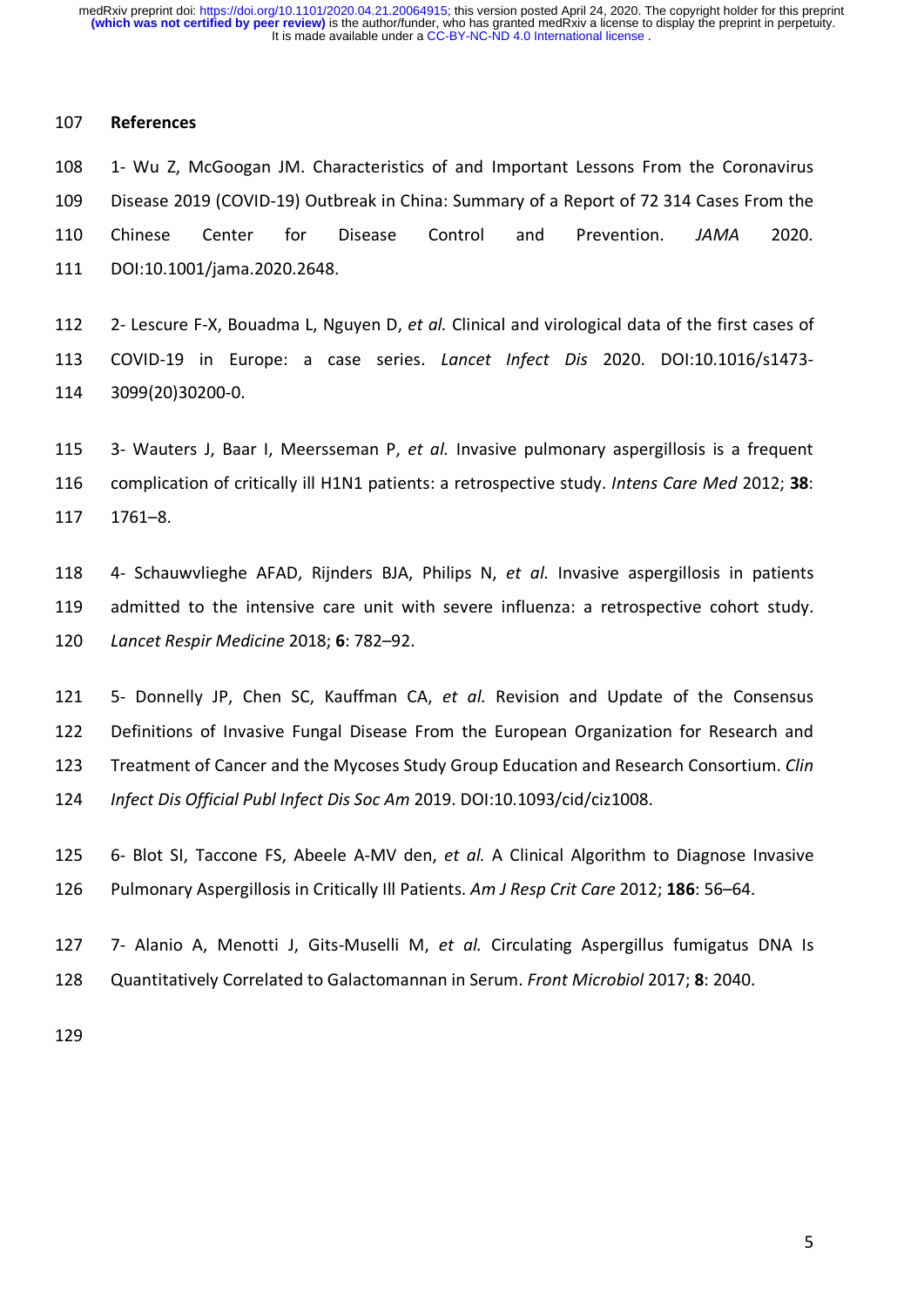## References

1- Wu Z, McGoogan JM. Characteristics of and Important Lessons From the Coronavirus Disease 2019 (COVID-19) Outbreak in China: Summary of a Report of 72 314 Cases From the Chinese Center for Disease Control and Prevention. *JAMA* 2020. DOI:10.1001/jama.2020.2648.

2- Lescure F-X, Bouadma L, Nguyen D, *et al.* Clinical and virological data of the first cases of COVID-19 in Europe: a case series. *Lancet Infect Dis* 2020. DOI:10.1016/s1473-3099(20)30200-0.

3- Wauters J, Baar I, Meersseman P, *et al.* Invasive pulmonary aspergillosis is a frequent complication of critically ill H1N1 patients: a retrospective study. *Intens Care Med* 2012; **38**: 1761–8.

4- Schauwvlieghe AFAD, Rijnders BJA, Philips N, *et al.* Invasive aspergillosis in patients admitted to the intensive care unit with severe influenza: a retrospective cohort study. *Lancet Respir Medicine* 2018; **6**: 782–92.

5- Donnelly JP, Chen SC, Kauffman CA, *et al.* Revision and Update of the Consensus Definitions of Invasive Fungal Disease From the European Organization for Research and Treatment of Cancer and the Mycoses Study Group Education and Research Consortium. *Clin Infect Dis Official Publ Infect Dis Soc Am* 2019. DOI:10.1093/cid/ciz1008.

6- Blot SI, Taccone FS, Abeele A-MV den, *et al.* A Clinical Algorithm to Diagnose Invasive Pulmonary Aspergillosis in Critically Ill Patients. *Am J Resp Crit Care* 2012; **186**: 56–64.

7- Alanio A, Menotti J, Gits-Muselli M, *et al.* Circulating Aspergillus fumigatus DNA Is Quantitatively Correlated to Galactomannan in Serum. *Front Microbiol* 2017; **8**: 2040.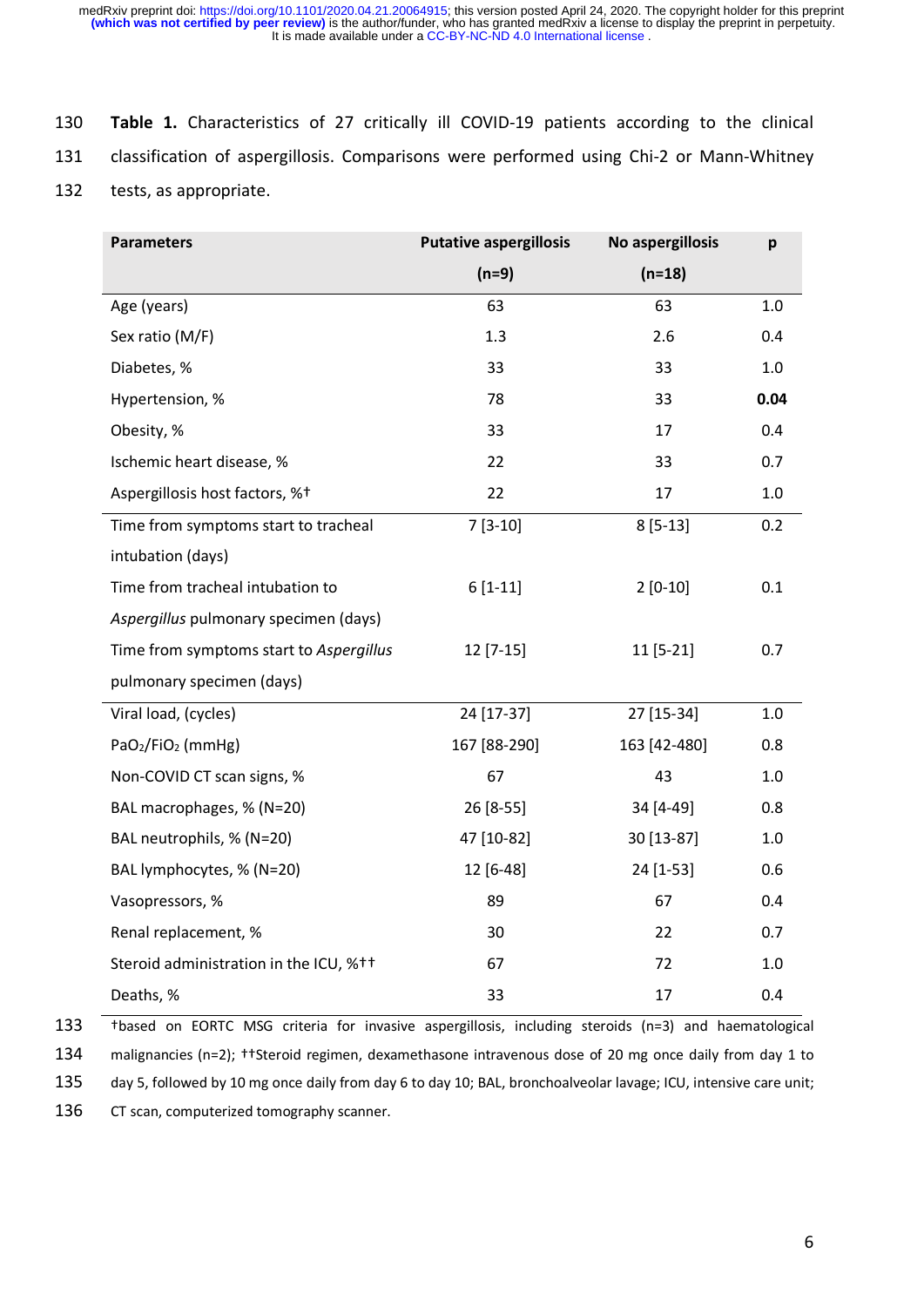**Table 1.** Characteristics of 27 critically ill COVID-19 patients according to the clinical classification of aspergillosis. Comparisons were performed using Chi-2 or Mann-Whitney tests, as appropriate.

| Parameters | Putative aspergillosis (n=9) | No aspergillosis (n=18) | p |
|---|---|---|---|
| Age (years) | 63 | 63 | 1.0 |
| Sex ratio (M/F) | 1.3 | 2.6 | 0.4 |
| Diabetes, % | 33 | 33 | 1.0 |
| Hypertension, % | 78 | 33 | **0.04** |
| Obesity, % | 33 | 17 | 0.4 |
| Ischemic heart disease, % | 22 | 33 | 0.7 |
| Aspergillosis host factors, %† | 22 | 17 | 1.0 |
| Time from symptoms start to tracheal intubation (days) | 7 [3-10] | 8 [5-13] | 0.2 |
| Time from tracheal intubation to *Aspergillus* pulmonary specimen (days) | 6 [1-11] | 2 [0-10] | 0.1 |
| Time from symptoms start to *Aspergillus* pulmonary specimen (days) | 12 [7-15] | 11 [5-21] | 0.7 |
| Viral load, (cycles) | 24 [17-37] | 27 [15-34] | 1.0 |
| $PaO_2/FiO_2$ (mmHg) | 167 [88-290] | 163 [42-480] | 0.8 |
| Non-COVID CT scan signs, % | 67 | 43 | 1.0 |
| BAL macrophages, % (N=20) | 26 [8-55] | 34 [4-49] | 0.8 |
| BAL neutrophils, % (N=20) | 47 [10-82] | 30 [13-87] | 1.0 |
| BAL lymphocytes, % (N=20) | 12 [6-48] | 24 [1-53] | 0.6 |
| Vasopressors, % | 89 | 67 | 0.4 |
| Renal replacement, % | 30 | 22 | 0.7 |
| Steroid administration in the ICU, %†† | 67 | 72 | 1.0 |
| Deaths, % | 33 | 17 | 0.4 |

†based on EORTC MSG criteria for invasive aspergillosis, including steroids (n=3) and haematological malignancies (n=2); ††Steroid regimen, dexamethasone intravenous dose of 20 mg once daily from day 1 to day 5, followed by 10 mg once daily from day 6 to day 10; BAL, bronchoalveolar lavage; ICU, intensive care unit; CT scan, computerized tomography scanner.